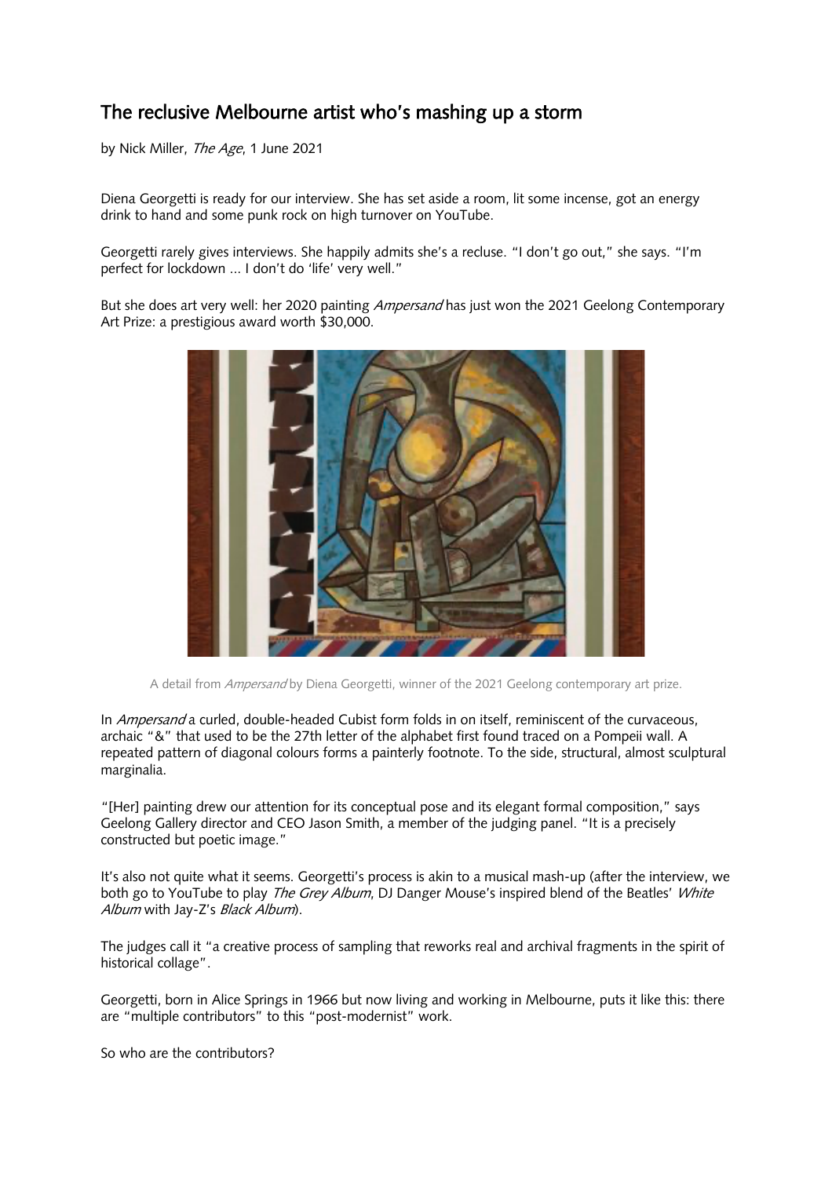# The reclusive Melbourne artist who's mashing up a storm

by Nick Miller, *The Age*, 1 June 2021

Diena Georgetti is ready for our interview. She has set aside a room, lit some incense, got an energy drink to hand and some punk rock on high turnover on YouTube.

Georgetti rarely gives interviews. She happily admits she's a recluse. "I don't go out," she says. "I'm perfect for lockdown ... I don't do 'life' very well."

But she does art very well: her 2020 painting *Ampersand* has just won the 2021 Geelong Contemporary Art Prize: a prestigious award worth $30,000.

A detail from *Ampersand* by Diena Georgetti, winner of the 2021 Geelong contemporary art prize.

In *Ampersand* a curled, double-headed Cubist form folds in on itself, reminiscent of the curvaceous, archaic "&" that used to be the 27th letter of the alphabet first found traced on a Pompeii wall. A repeated pattern of diagonal colours forms a painterly footnote. To the side, structural, almost sculptural marginalia.

"[Her] painting drew our attention for its conceptual pose and its elegant formal composition," says Geelong Gallery director and CEO Jason Smith, a member of the judging panel. "It is a precisely constructed but poetic image."

It's also not quite what it seems. Georgetti's process is akin to a musical mash-up (after the interview, we both go to YouTube to play *The Grey Album*, DJ Danger Mouse's inspired blend of the Beatles' *White Album* with Jay-Z's *Black Album*).

The judges call it "a creative process of sampling that reworks real and archival fragments in the spirit of historical collage".

Georgetti, born in Alice Springs in 1966 but now living and working in Melbourne, puts it like this: there are "multiple contributors" to this "post-modernist" work.

So who are the contributors?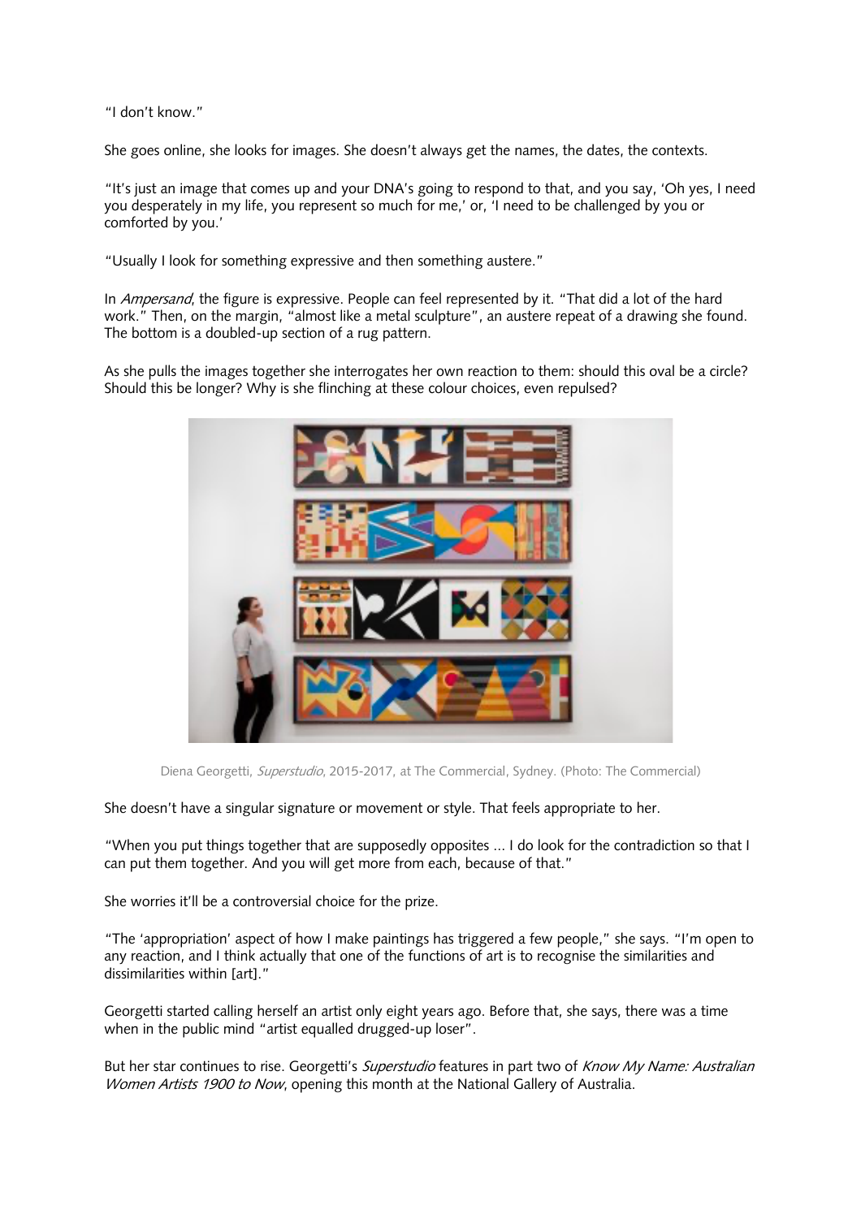"I don't know."

She goes online, she looks for images. She doesn't always get the names, the dates, the contexts.

"It's just an image that comes up and your DNA's going to respond to that, and you say, 'Oh yes, I need you desperately in my life, you represent so much for me,' or, 'I need to be challenged by you or comforted by you.'

"Usually I look for something expressive and then something austere."

In *Ampersand*, the figure is expressive. People can feel represented by it. "That did a lot of the hard work." Then, on the margin, "almost like a metal sculpture", an austere repeat of a drawing she found. The bottom is a doubled-up section of a rug pattern.

As she pulls the images together she interrogates her own reaction to them: should this oval be a circle? Should this be longer? Why is she flinching at these colour choices, even repulsed?

Diena Georgetti, *Superstudio*, 2015-2017, at The Commercial, Sydney. (Photo: The Commercial)

She doesn't have a singular signature or movement or style. That feels appropriate to her.

"When you put things together that are supposedly opposites ... I do look for the contradiction so that I can put them together. And you will get more from each, because of that."

She worries it'll be a controversial choice for the prize.

"The 'appropriation' aspect of how I make paintings has triggered a few people," she says. "I'm open to any reaction, and I think actually that one of the functions of art is to recognise the similarities and dissimilarities within [art]."

Georgetti started calling herself an artist only eight years ago. Before that, she says, there was a time when in the public mind "artist equalled drugged-up loser".

But her star continues to rise. Georgetti's *Superstudio* features in part two of *Know My Name: Australian Women Artists 1900 to Now*, opening this month at the National Gallery of Australia.